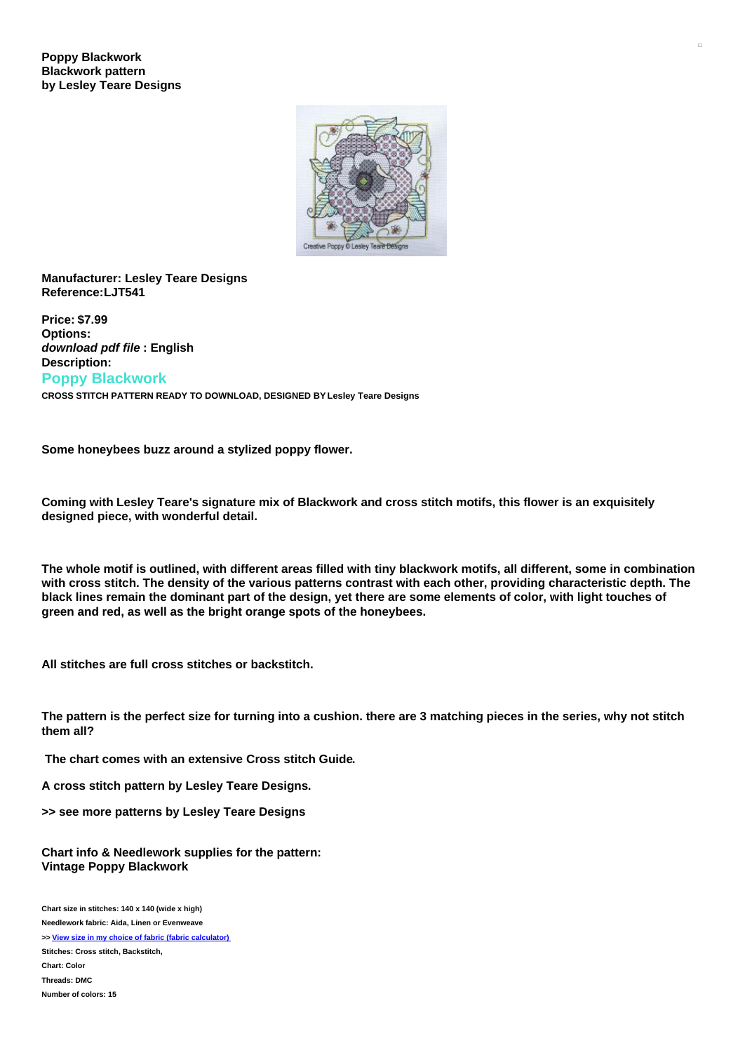**Poppy Blackwork**
**Blackwork pattern**
**by Lesley Teare Designs**

**Manufacturer: Lesley Teare Designs**
**Reference:LJT541**

**Price: $7.99**
**Options:**
***download pdf file* : English**
**Description:**

## Poppy Blackwork

**CROSS STITCH PATTERN READY TO DOWNLOAD, DESIGNED BY Lesley Teare Designs**

**Some honeybees buzz around a stylized poppy flower.**

**Coming with Lesley Teare's signature mix of Blackwork and cross stitch motifs, this flower is an exquisitely designed piece, with wonderful detail.**

**The whole motif is outlined, with different areas filled with tiny blackwork motifs, all different, some in combination with cross stitch. The density of the various patterns contrast with each other, providing characteristic depth. The black lines remain the dominant part of the design, yet there are some elements of color, with light touches of green and red, as well as the bright orange spots of the honeybees.**

**All stitches are full cross stitches or backstitch.**

**The pattern is the perfect size for turning into a cushion. there are 3 matching pieces in the series, why not stitch them all?**

**The chart comes with an extensive Cross stitch Guide.**

**A cross stitch pattern by Lesley Teare Designs.**

**>> see more patterns by Lesley Teare Designs**

**Chart info & Needlework supplies for the pattern:**
**Vintage Poppy Blackwork**

**Chart size in stitches: 140 x 140 (wide x high)**
**Needlework fabric: Aida, Linen or Evenweave**
**>> View size in my choice of fabric (fabric calculator)**
**Stitches: Cross stitch, Backstitch,**
**Chart: Color**
**Threads: DMC**
**Number of colors: 15**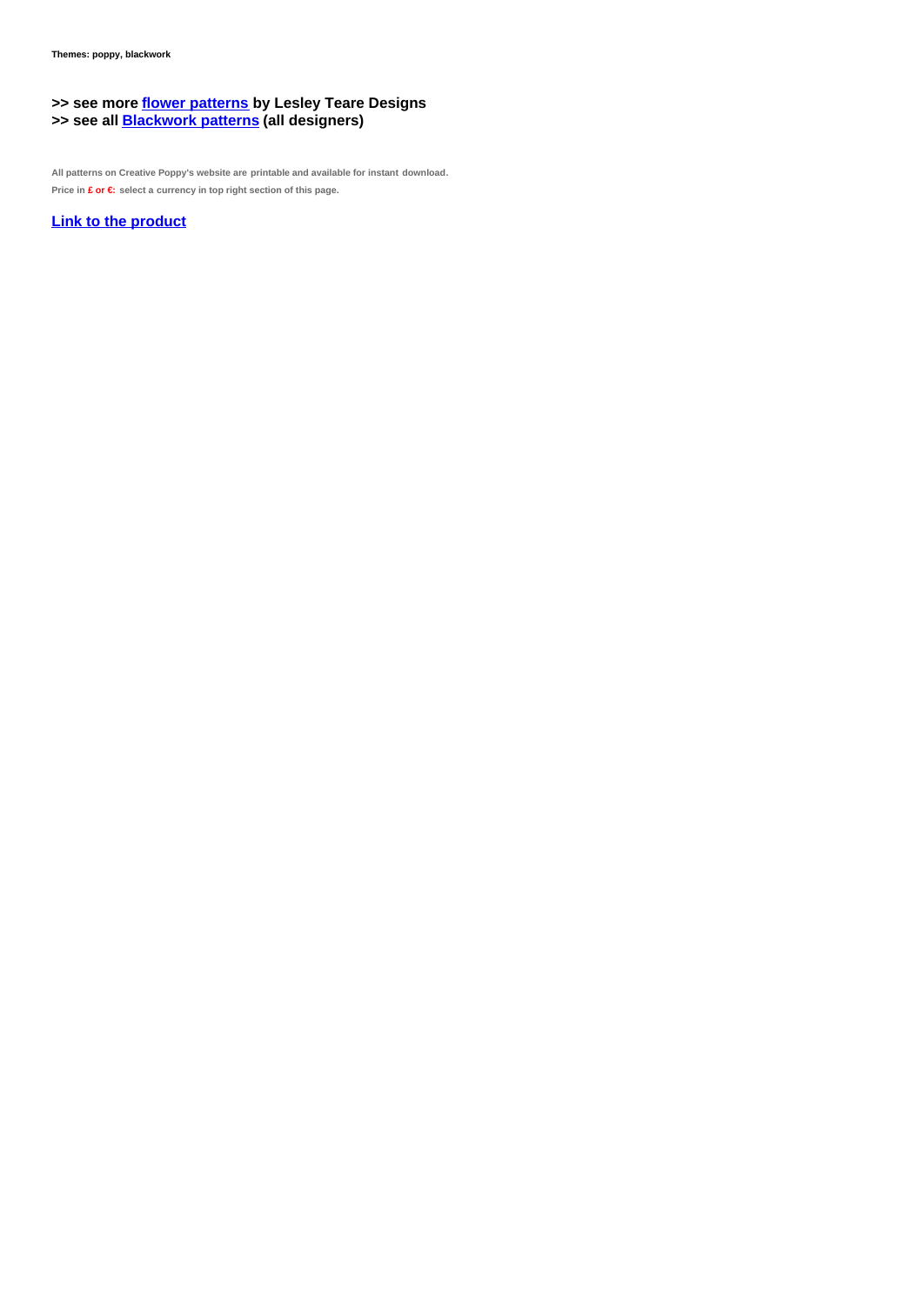**Themes: poppy, blackwork**

**>> see more flower patterns by Lesley Teare Designs**
**>> see all Blackwork patterns (all designers)**

All patterns on Creative Poppy's website are printable and available for instant download.
Price in **£ or €:** select a currency in top right section of this page.

**Link to the product**